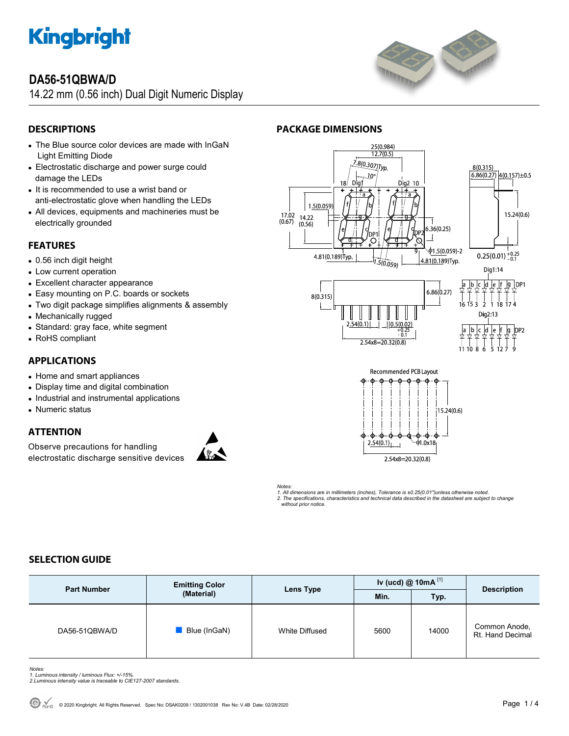# DA56-51QBWA/D

14.22 mm (0.56 inch) Dual Digit Numeric Display

## DESCRIPTIONS

- The Blue source color devices are made with InGaN Light Emitting Diode
- Electrostatic discharge and power surge could damage the LEDs
- It is recommended to use a wrist band or anti-electrostatic glove when handling the LEDs
- All devices, equipments and machineries must be electrically grounded

## FEATURES

- 0.56 inch digit height
- Low current operation
- Excellent character appearance
- Easy mounting on P.C. boards or sockets
- Two digit package simplifies alignments & assembly
- Mechanically rugged
- Standard: gray face, white segment
- RoHS compliant

## APPLICATIONS

- Home and smart appliances
- Display time and digital combination
- Industrial and instrumental applications
- Numeric status

## ATTENTION

Observe precautions for handling electrostatic discharge sensitive devices

## PACKAGE DIMENSIONS

Recommended PCB Layout

*Notes:*
*1. All dimensions are in millimeters (inches), Tolerance is ±0.25(0.01")unless otherwise noted.*
*2. The specifications, characteristics and technical data described in the datasheet are subject to change without prior notice.*

## SELECTION GUIDE

| Part Number | Emitting Color (Material) | Lens Type | Iv (ucd) @ 10mA [1] | | Description |
|---|---|---|---|---|---|
| | | | Min. | Typ. | |
| DA56-51QBWA/D | Blue (InGaN) | White Diffused | 5600 | 14000 | Common Anode, Rt. Hand Decimal |

*Notes:*
*1. Luminous intensity / luminous Flux: +/-15%.*
*2. Luminous intensity value is traceable to CIE127-2007 standards.*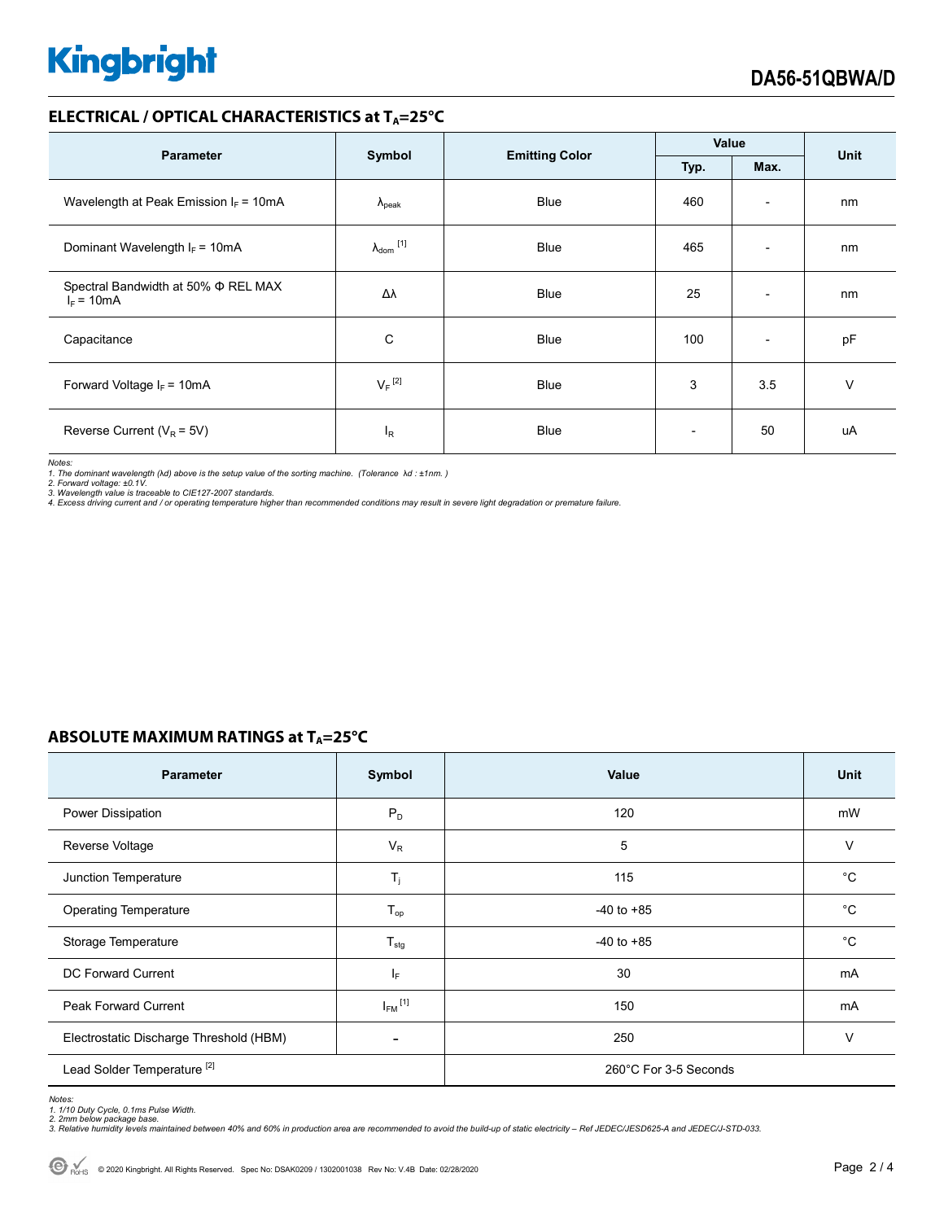## ELECTRICAL / OPTICAL CHARACTERISTICS at $T_A$=25°C

| Parameter | Symbol | Emitting Color | Value | | Unit |
|---|---|---|---|---|---|
| | | | Typ. | Max. | |
| Wavelength at Peak Emission $I_F$ = 10mA | $\lambda_{peak}$ | Blue | 460 | - | nm |
| Dominant Wavelength $I_F$ = 10mA | $\lambda_{dom}$ [1] | Blue | 465 | - | nm |
| Spectral Bandwidth at 50% Φ REL MAX $I_F$ = 10mA | Δλ | Blue | 25 | - | nm |
| Capacitance | C | Blue | 100 | - | pF |
| Forward Voltage $I_F$ = 10mA | $V_F$ [2] | Blue | 3 | 3.5 | V |
| Reverse Current ($V_R$ = 5V) | $I_R$ | Blue | - | 50 | uA |

*Notes:*
*1. The dominant wavelength (λd) above is the setup value of the sorting machine. (Tolerance λd : ±1nm. )*
*2. Forward voltage: ±0.1V.*
*3. Wavelength value is traceable to CIE127-2007 standards.*
*4. Excess driving current and / or operating temperature higher than recommended conditions may result in severe light degradation or premature failure.*

## ABSOLUTE MAXIMUM RATINGS at $T_A$=25°C

| Parameter | Symbol | Value | Unit |
|---|---|---|---|
| Power Dissipation | $P_D$ | 120 | mW |
| Reverse Voltage | $V_R$ | 5 | V |
| Junction Temperature | $T_j$ | 115 | °C |
| Operating Temperature | $T_{op}$ | -40 to +85 | °C |
| Storage Temperature | $T_{stg}$ | -40 to +85 | °C |
| DC Forward Current | $I_F$ | 30 | mA |
| Peak Forward Current | $I_{FM}$ [1] | 150 | mA |
| Electrostatic Discharge Threshold (HBM) | - | 250 | V |
| Lead Solder Temperature [2] | | 260°C For 3-5 Seconds | |

*Notes:*
*1. 1/10 Duty Cycle, 0.1ms Pulse Width.*
*2. 2mm below package base.*
*3. Relative humidity levels maintained between 40% and 60% in production area are recommended to avoid the build-up of static electricity – Ref JEDEC/JESD625-A and JEDEC/J-STD-033.*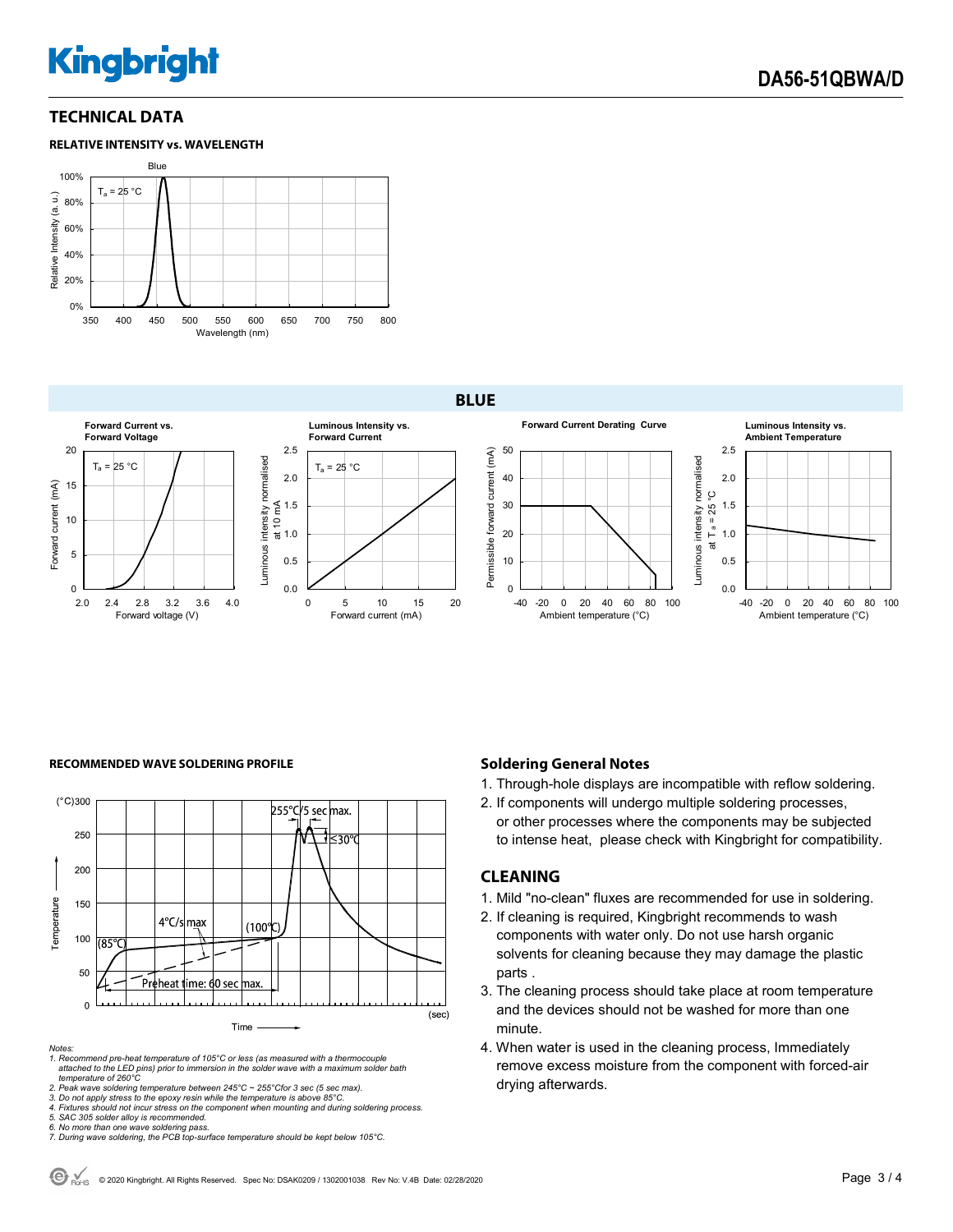## TECHNICAL DATA

### RELATIVE INTENSITY vs. WAVELENGTH

### BLUE

### RECOMMENDED WAVE SOLDERING PROFILE

*Notes:*

*1. Recommend pre-heat temperature of 105°C or less (as measured with a thermocouple attached to the LED pins) prior to immersion in the solder wave with a maximum solder bath temperature of 260°C*

*2. Peak wave soldering temperature between 245°C ~ 255°Cfor 3 sec (5 sec max).*

*3. Do not apply stress to the epoxy resin while the temperature is above 85°C.*

*4. Fixtures should not incur stress on the component when mounting and during soldering process.*

*5. SAC 305 solder alloy is recommended.*

*6. No more than one wave soldering pass.*

*7. During wave soldering, the PCB top-surface temperature should be kept below 105°C.*

### Soldering General Notes

1. Through-hole displays are incompatible with reflow soldering.
2. If components will undergo multiple soldering processes, or other processes where the components may be subjected to intense heat, please check with Kingbright for compatibility.

## CLEANING

1. Mild "no-clean" fluxes are recommended for use in soldering.
2. If cleaning is required, Kingbright recommends to wash components with water only. Do not use harsh organic solvents for cleaning because they may damage the plastic parts .
3. The cleaning process should take place at room temperature and the devices should not be washed for more than one minute.
4. When water is used in the cleaning process, Immediately remove excess moisture from the component with forced-air drying afterwards.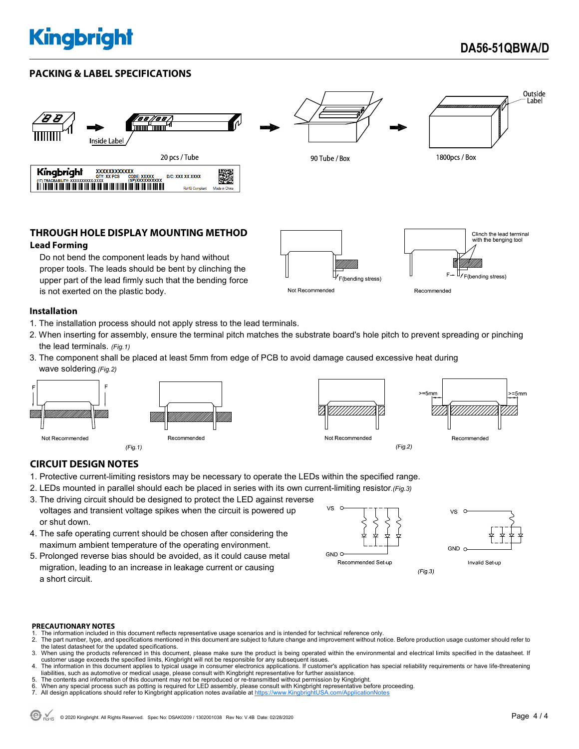## PACKING & LABEL SPECIFICATIONS

Inside Label

20 pcs / Tube

90 Tube / Box

Outside Label

1800pcs / Box

## THROUGH HOLE DISPLAY MOUNTING METHOD

### Lead Forming

Do not bend the component leads by hand without proper tools. The leads should be bent by clinching the upper part of the lead firmly such that the bending force is not exerted on the plastic body.

F(bending stress)

Not Recommended

Clinch the lead terminal with the benging tool

F(bending stress)

Recommended

### Installation

1. The installation process should not apply stress to the lead terminals.
2. When inserting for assembly, ensure the terminal pitch matches the substrate board's hole pitch to prevent spreading or pinching the lead terminals. *(Fig.1)*
3. The component shall be placed at least 5mm from edge of PCB to avoid damage caused excessive heat during wave soldering.*(Fig.2)*

Not Recommended Recommended

*(Fig.1)*

>=5mm >=5mm

Not Recommended Recommended

*(Fig.2)*

## CIRCUIT DESIGN NOTES

1. Protective current-limiting resistors may be necessary to operate the LEDs within the specified range.
2. LEDs mounted in parallel should each be placed in series with its own current-limiting resistor.*(Fig.3)*
3. The driving circuit should be designed to protect the LED against reverse voltages and transient voltage spikes when the circuit is powered up or shut down.
4. The safe operating current should be chosen after considering the maximum ambient temperature of the operating environment.
5. Prolonged reverse bias should be avoided, as it could cause metal migration, leading to an increase in leakage current or causing a short circuit.

VS GND

Recommended Set-up

VS GND

Invalid Set-up

*(Fig.3)*

#### PRECAUTIONARY NOTES

1. The information included in this document reflects representative usage scenarios and is intended for technical reference only.
2. The part number, type, and specifications mentioned in this document are subject to future change and improvement without notice. Before production usage customer should refer to the latest datasheet for the updated specifications.
3. When using the products referenced in this document, please make sure the product is being operated within the environmental and electrical limits specified in the datasheet. If customer usage exceeds the specified limits, Kingbright will not be responsible for any subsequent issues.
4. The information in this document applies to typical usage in consumer electronics applications. If customer's application has special reliability requirements or have life-threatening liabilities, such as automotive or medical usage, please consult with Kingbright representative for further assistance.
5. The contents and information of this document may not be reproduced or re-transmitted without permission by Kingbright.
6. When any special process such as potting is required for LED assembly, please consult with Kingbright representative before proceeding.
7. All design applications should refer to Kingbright application notes available at https://www.KingbrightUSA.com/ApplicationNotes